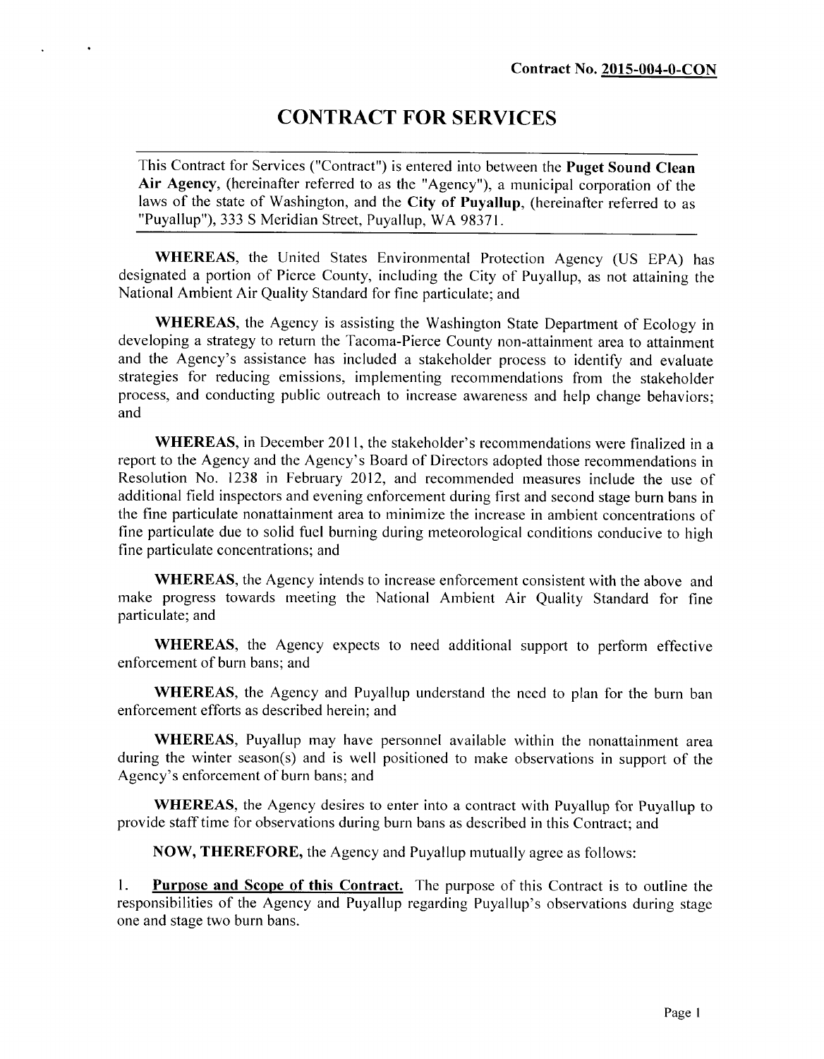**Contract No. 2015-004-0-CON**

# CONTRACT FOR SERVICES

This Contract for Services ("Contract") is entered into between the **Puget Sound Clean Air Agency**, (hereinafter referred to as the "Agency"), a municipal corporation of the laws of the state of Washington, and the **City of Puyallup**, (hereinafter referred to as "Puyallup"), 333 S Meridian Street, Puyallup, WA 98371.

**WHEREAS**, the United States Environmental Protection Agency (US EPA) has designated a portion of Pierce County, including the City of Puyallup, as not attaining the National Ambient Air Quality Standard for fine particulate; and

**WHEREAS**, the Agency is assisting the Washington State Department of Ecology in developing a strategy to return the Tacoma-Pierce County non-attainment area to attainment and the Agency's assistance has included a stakeholder process to identify and evaluate strategies for reducing emissions, implementing recommendations from the stakeholder process, and conducting public outreach to increase awareness and help change behaviors; and

**WHEREAS**, in December 2011, the stakeholder's recommendations were finalized in a report to the Agency and the Agency's Board of Directors adopted those recommendations in Resolution No. 1238 in February 2012, and recommended measures include the use of additional field inspectors and evening enforcement during first and second stage burn bans in the fine particulate nonattainment area to minimize the increase in ambient concentrations of fine particulate due to solid fuel burning during meteorological conditions conducive to high fine particulate concentrations; and

**WHEREAS**, the Agency intends to increase enforcement consistent with the above and make progress towards meeting the National Ambient Air Quality Standard for fine particulate; and

**WHEREAS**, the Agency expects to need additional support to perform effective enforcement of burn bans; and

**WHEREAS**, the Agency and Puyallup understand the need to plan for the burn ban enforcement efforts as described herein; and

**WHEREAS**, Puyallup may have personnel available within the nonattainment area during the winter season(s) and is well positioned to make observations in support of the Agency's enforcement of burn bans; and

**WHEREAS**, the Agency desires to enter into a contract with Puyallup for Puyallup to provide staff time for observations during burn bans as described in this Contract; and

**NOW, THEREFORE,** the Agency and Puyallup mutually agree as follows:

1. **Purpose and Scope of this Contract.** The purpose of this Contract is to outline the responsibilities of the Agency and Puyallup regarding Puyallup's observations during stage one and stage two burn bans.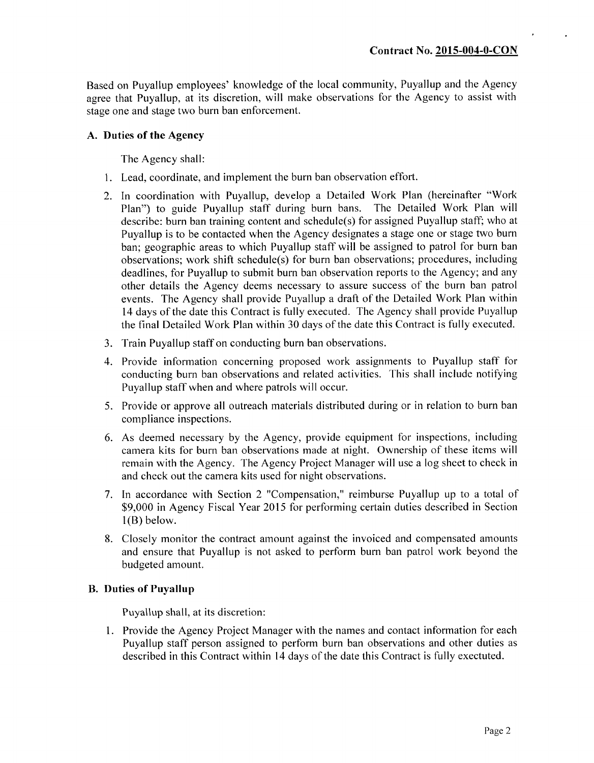**Contract No. 2015-004-0-CON**

Based on Puyallup employees' knowledge of the local community, Puyallup and the Agency agree that Puyallup, at its discretion, will make observations for the Agency to assist with stage one and stage two burn ban enforcement.

### A. Duties of the Agency

The Agency shall:

1. Lead, coordinate, and implement the burn ban observation effort.
2. In coordination with Puyallup, develop a Detailed Work Plan (hereinafter "Work Plan") to guide Puyallup staff during burn bans. The Detailed Work Plan will describe: burn ban training content and schedule(s) for assigned Puyallup staff; who at Puyallup is to be contacted when the Agency designates a stage one or stage two burn ban; geographic areas to which Puyallup staff will be assigned to patrol for burn ban observations; work shift schedule(s) for burn ban observations; procedures, including deadlines, for Puyallup to submit burn ban observation reports to the Agency; and any other details the Agency deems necessary to assure success of the burn ban patrol events. The Agency shall provide Puyallup a draft of the Detailed Work Plan within 14 days of the date this Contract is fully executed. The Agency shall provide Puyallup the final Detailed Work Plan within 30 days of the date this Contract is fully executed.
3. Train Puyallup staff on conducting burn ban observations.
4. Provide information concerning proposed work assignments to Puyallup staff for conducting burn ban observations and related activities. This shall include notifying Puyallup staff when and where patrols will occur.
5. Provide or approve all outreach materials distributed during or in relation to burn ban compliance inspections.
6. As deemed necessary by the Agency, provide equipment for inspections, including camera kits for burn ban observations made at night. Ownership of these items will remain with the Agency. The Agency Project Manager will use a log sheet to check in and check out the camera kits used for night observations.
7. In accordance with Section 2 "Compensation," reimburse Puyallup up to a total of $9,000 in Agency Fiscal Year 2015 for performing certain duties described in Section 1(B) below.
8. Closely monitor the contract amount against the invoiced and compensated amounts and ensure that Puyallup is not asked to perform burn ban patrol work beyond the budgeted amount.

### B. Duties of Puyallup

Puyallup shall, at its discretion:

1. Provide the Agency Project Manager with the names and contact information for each Puyallup staff person assigned to perform burn ban observations and other duties as described in this Contract within 14 days of the date this Contract is fully exectuted.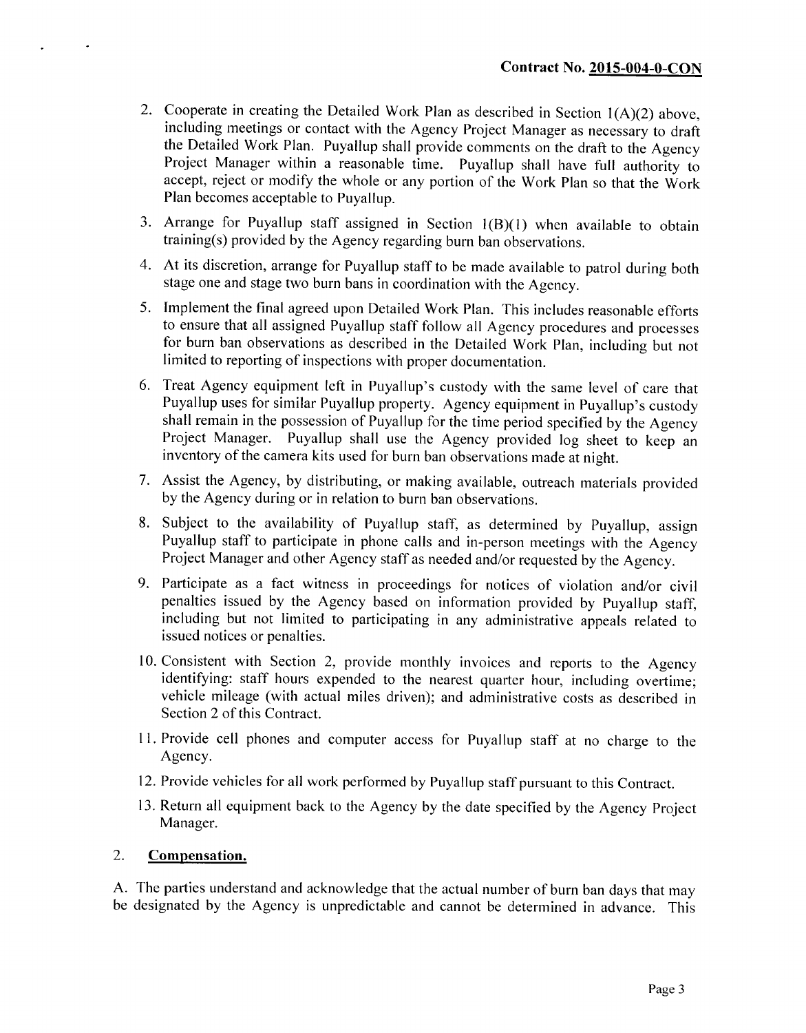2. Cooperate in creating the Detailed Work Plan as described in Section 1(A)(2) above, including meetings or contact with the Agency Project Manager as necessary to draft the Detailed Work Plan. Puyallup shall provide comments on the draft to the Agency Project Manager within a reasonable time. Puyallup shall have full authority to accept, reject or modify the whole or any portion of the Work Plan so that the Work Plan becomes acceptable to Puyallup.
3. Arrange for Puyallup staff assigned in Section 1(B)(1) when available to obtain training(s) provided by the Agency regarding burn ban observations.
4. At its discretion, arrange for Puyallup staff to be made available to patrol during both stage one and stage two burn bans in coordination with the Agency.
5. Implement the final agreed upon Detailed Work Plan. This includes reasonable efforts to ensure that all assigned Puyallup staff follow all Agency procedures and processes for burn ban observations as described in the Detailed Work Plan, including but not limited to reporting of inspections with proper documentation.
6. Treat Agency equipment left in Puyallup's custody with the same level of care that Puyallup uses for similar Puyallup property. Agency equipment in Puyallup's custody shall remain in the possession of Puyallup for the time period specified by the Agency Project Manager. Puyallup shall use the Agency provided log sheet to keep an inventory of the camera kits used for burn ban observations made at night.
7. Assist the Agency, by distributing, or making available, outreach materials provided by the Agency during or in relation to burn ban observations.
8. Subject to the availability of Puyallup staff, as determined by Puyallup, assign Puyallup staff to participate in phone calls and in-person meetings with the Agency Project Manager and other Agency staff as needed and/or requested by the Agency.
9. Participate as a fact witness in proceedings for notices of violation and/or civil penalties issued by the Agency based on information provided by Puyallup staff, including but not limited to participating in any administrative appeals related to issued notices or penalties.
10. Consistent with Section 2, provide monthly invoices and reports to the Agency identifying: staff hours expended to the nearest quarter hour, including overtime; vehicle mileage (with actual miles driven); and administrative costs as described in Section 2 of this Contract.
11. Provide cell phones and computer access for Puyallup staff at no charge to the Agency.
12. Provide vehicles for all work performed by Puyallup staff pursuant to this Contract.
13. Return all equipment back to the Agency by the date specified by the Agency Project Manager.

## 2. Compensation.

A. The parties understand and acknowledge that the actual number of burn ban days that may be designated by the Agency is unpredictable and cannot be determined in advance. This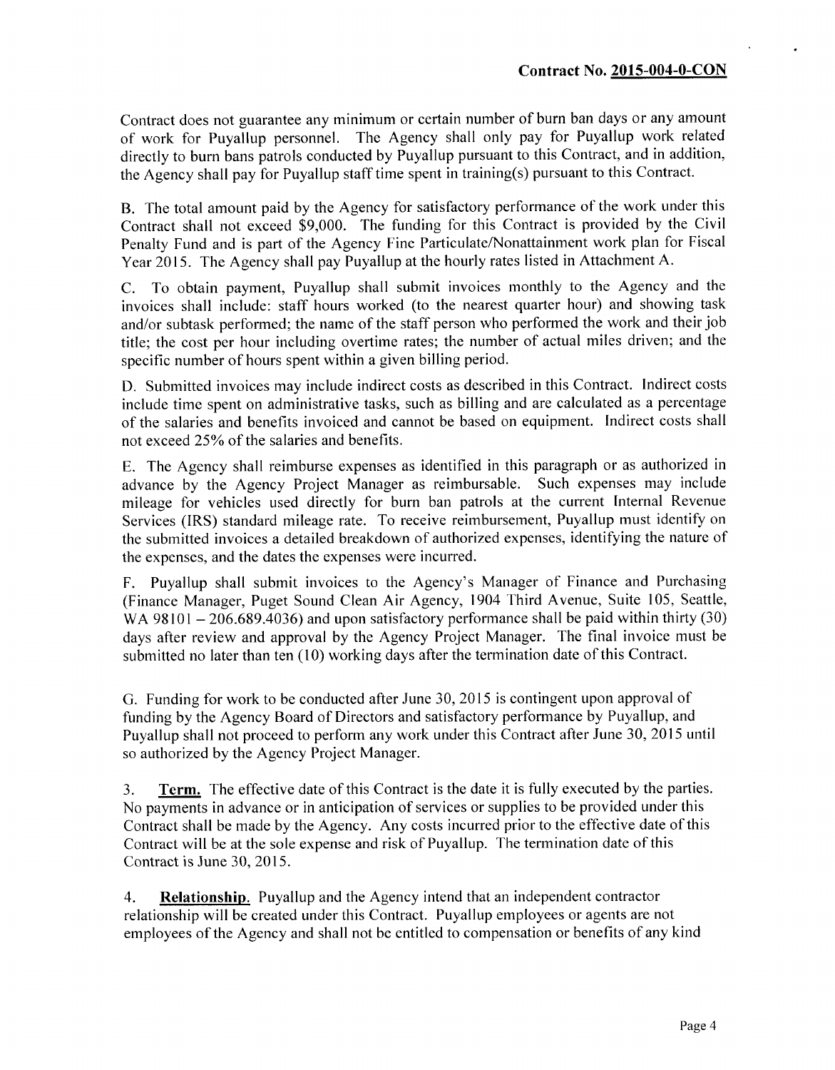Contract does not guarantee any minimum or certain number of burn ban days or any amount of work for Puyallup personnel. The Agency shall only pay for Puyallup work related directly to burn bans patrols conducted by Puyallup pursuant to this Contract, and in addition, the Agency shall pay for Puyallup staff time spent in training(s) pursuant to this Contract.

B. The total amount paid by the Agency for satisfactory performance of the work under this Contract shall not exceed $9,000. The funding for this Contract is provided by the Civil Penalty Fund and is part of the Agency Fine Particulate/Nonattainment work plan for Fiscal Year 2015. The Agency shall pay Puyallup at the hourly rates listed in Attachment A.

C. To obtain payment, Puyallup shall submit invoices monthly to the Agency and the invoices shall include: staff hours worked (to the nearest quarter hour) and showing task and/or subtask performed; the name of the staff person who performed the work and their job title; the cost per hour including overtime rates; the number of actual miles driven; and the specific number of hours spent within a given billing period.

D. Submitted invoices may include indirect costs as described in this Contract. Indirect costs include time spent on administrative tasks, such as billing and are calculated as a percentage of the salaries and benefits invoiced and cannot be based on equipment. Indirect costs shall not exceed 25% of the salaries and benefits.

E. The Agency shall reimburse expenses as identified in this paragraph or as authorized in advance by the Agency Project Manager as reimbursable. Such expenses may include mileage for vehicles used directly for burn ban patrols at the current Internal Revenue Services (IRS) standard mileage rate. To receive reimbursement, Puyallup must identify on the submitted invoices a detailed breakdown of authorized expenses, identifying the nature of the expenses, and the dates the expenses were incurred.

F. Puyallup shall submit invoices to the Agency's Manager of Finance and Purchasing (Finance Manager, Puget Sound Clean Air Agency, 1904 Third Avenue, Suite 105, Seattle, WA 98101 – 206.689.4036) and upon satisfactory performance shall be paid within thirty (30) days after review and approval by the Agency Project Manager. The final invoice must be submitted no later than ten (10) working days after the termination date of this Contract.

G. Funding for work to be conducted after June 30, 2015 is contingent upon approval of funding by the Agency Board of Directors and satisfactory performance by Puyallup, and Puyallup shall not proceed to perform any work under this Contract after June 30, 2015 until so authorized by the Agency Project Manager.

3. **Term.** The effective date of this Contract is the date it is fully executed by the parties. No payments in advance or in anticipation of services or supplies to be provided under this Contract shall be made by the Agency. Any costs incurred prior to the effective date of this Contract will be at the sole expense and risk of Puyallup. The termination date of this Contract is June 30, 2015.

4. **Relationship.** Puyallup and the Agency intend that an independent contractor relationship will be created under this Contract. Puyallup employees or agents are not employees of the Agency and shall not be entitled to compensation or benefits of any kind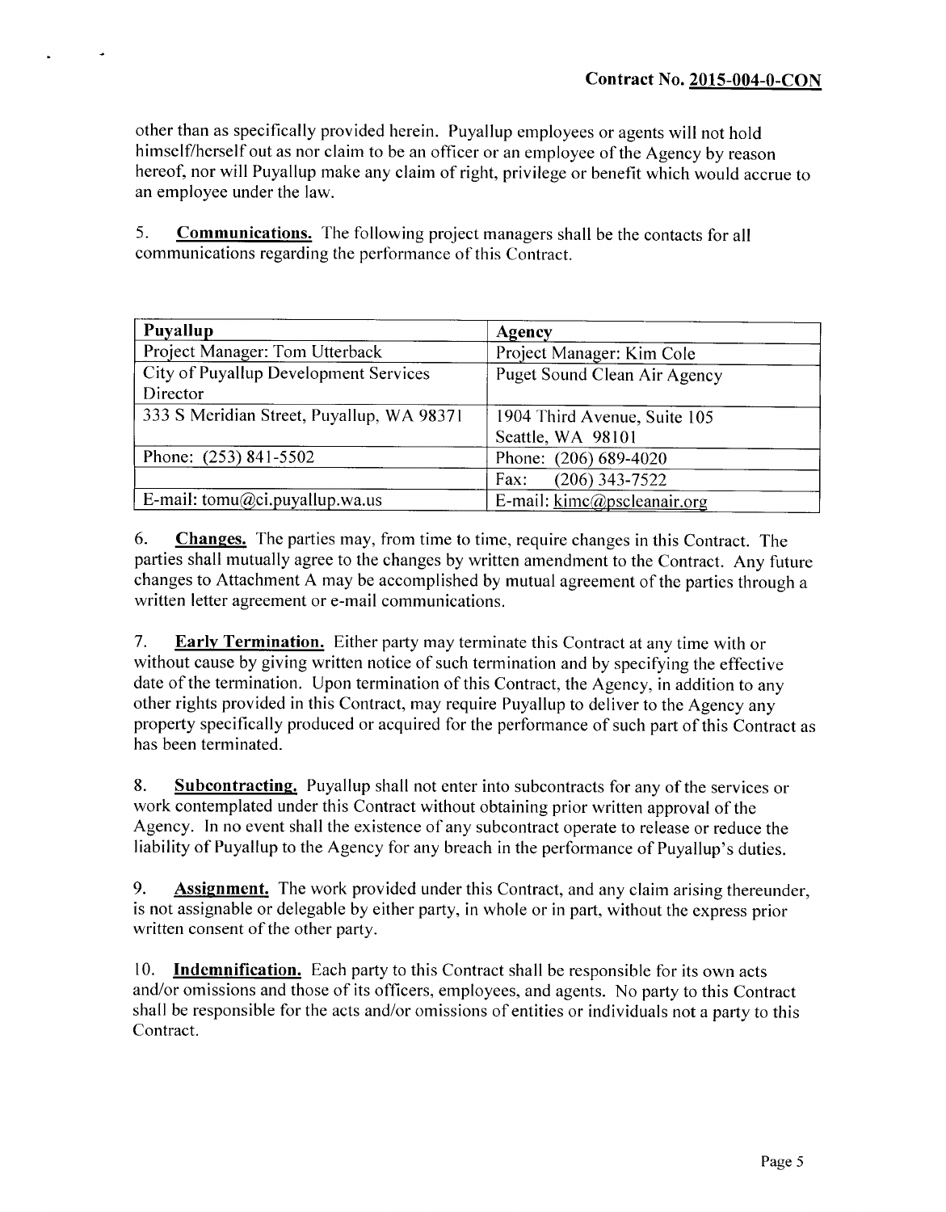other than as specifically provided herein. Puyallup employees or agents will not hold himself/herself out as nor claim to be an officer or an employee of the Agency by reason hereof, nor will Puyallup make any claim of right, privilege or benefit which would accrue to an employee under the law.

5. **Communications.** The following project managers shall be the contacts for all communications regarding the performance of this Contract.

| Puyallup | Agency |
|---|---|
| Project Manager: Tom Utterback | Project Manager: Kim Cole |
| City of Puyallup Development Services Director | Puget Sound Clean Air Agency |
| 333 S Meridian Street, Puyallup, WA 98371 | 1904 Third Avenue, Suite 105 Seattle, WA 98101 |
| Phone: (253) 841-5502 | Phone: (206) 689-4020 |
| | Fax: (206) 343-7522 |
| E-mail: tomu@ci.puyallup.wa.us | E-mail: kimc@pscleanair.org |

6. **Changes.** The parties may, from time to time, require changes in this Contract. The parties shall mutually agree to the changes by written amendment to the Contract. Any future changes to Attachment A may be accomplished by mutual agreement of the parties through a written letter agreement or e-mail communications.

7. **Early Termination.** Either party may terminate this Contract at any time with or without cause by giving written notice of such termination and by specifying the effective date of the termination. Upon termination of this Contract, the Agency, in addition to any other rights provided in this Contract, may require Puyallup to deliver to the Agency any property specifically produced or acquired for the performance of such part of this Contract as has been terminated.

8. **Subcontracting.** Puyallup shall not enter into subcontracts for any of the services or work contemplated under this Contract without obtaining prior written approval of the Agency. In no event shall the existence of any subcontract operate to release or reduce the liability of Puyallup to the Agency for any breach in the performance of Puyallup's duties.

9. **Assignment.** The work provided under this Contract, and any claim arising thereunder, is not assignable or delegable by either party, in whole or in part, without the express prior written consent of the other party.

10. **Indemnification.** Each party to this Contract shall be responsible for its own acts and/or omissions and those of its officers, employees, and agents. No party to this Contract shall be responsible for the acts and/or omissions of entities or individuals not a party to this Contract.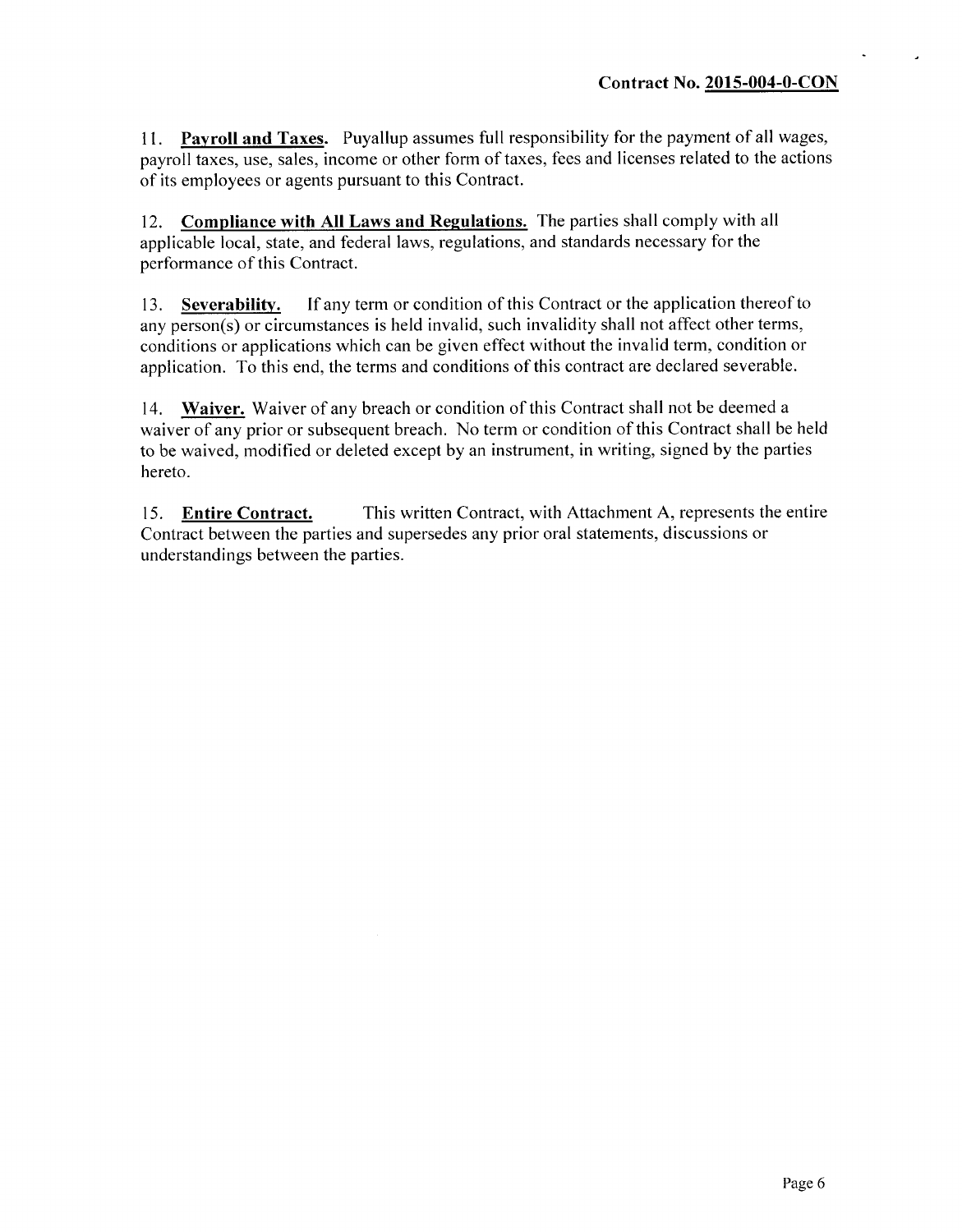Contract No. 2015-004-0-CON

11. **Payroll and Taxes.** Puyallup assumes full responsibility for the payment of all wages, payroll taxes, use, sales, income or other form of taxes, fees and licenses related to the actions of its employees or agents pursuant to this Contract.

12. **Compliance with All Laws and Regulations.** The parties shall comply with all applicable local, state, and federal laws, regulations, and standards necessary for the performance of this Contract.

13. **Severability.** If any term or condition of this Contract or the application thereof to any person(s) or circumstances is held invalid, such invalidity shall not affect other terms, conditions or applications which can be given effect without the invalid term, condition or application. To this end, the terms and conditions of this contract are declared severable.

14. **Waiver.** Waiver of any breach or condition of this Contract shall not be deemed a waiver of any prior or subsequent breach. No term or condition of this Contract shall be held to be waived, modified or deleted except by an instrument, in writing, signed by the parties hereto.

15. **Entire Contract.** This written Contract, with Attachment A, represents the entire Contract between the parties and supersedes any prior oral statements, discussions or understandings between the parties.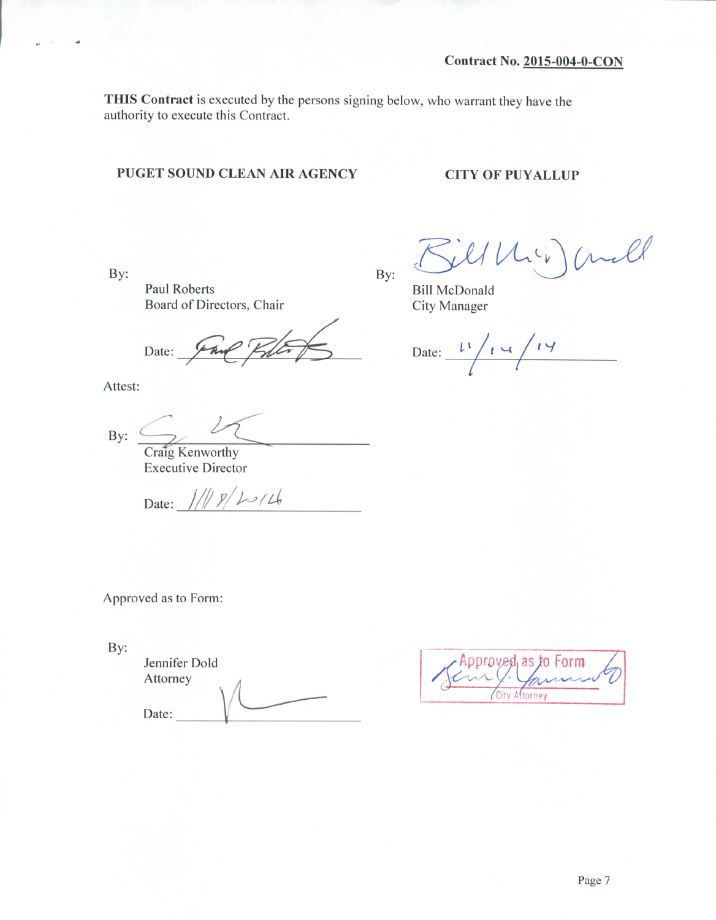**Contract No. 2015-004-0-CON**

**THIS Contract** is executed by the persons signing below, who warrant they have the authority to execute this Contract.

**PUGET SOUND CLEAN AIR AGENCY**

By:

Paul Roberts
Board of Directors, Chair

Date: ____________________

Attest:

By: ____________________
Craig Kenworthy
Executive Director

Date: 11/18/2014

Approved as to Form:

By:

Jennifer Dold
Attorney

Date: ____________________

**CITY OF PUYALLUP**

By:

Bill McDonald
City Manager

Date: 11/14/14

Approved as to Form
City Attorney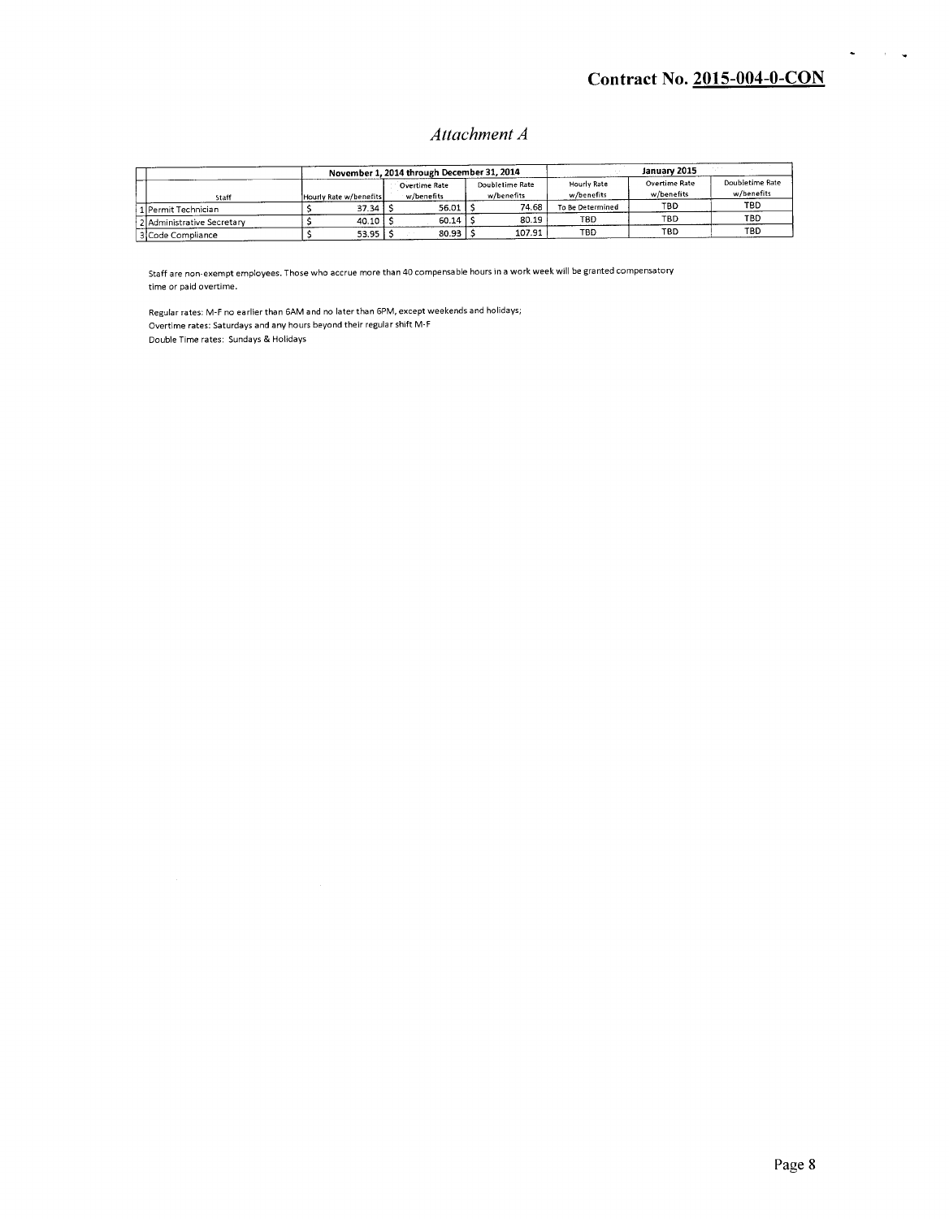**Contract No. 2015-004-0-CON**

## *Attachment A*

| | | November 1, 2014 through December 31, 2014 | | | January 2015 | | |
|---|---|---|---|---|---|---|---|
| | Staff | Hourly Rate w/benefits | Overtime Rate w/benefits | Doubletime Rate w/benefits | Hourly Rate w/benefits | Overtime Rate w/benefits | Doubletime Rate w/benefits |
| 1 | Permit Technician | $ 37.34 | $ 56.01 | $ 74.68 | To Be Determined | TBD | TBD |
| 2 | Administrative Secretary | $ 40.10 | $ 60.14 | $ 80.19 | TBD | TBD | TBD |
| 3 | Code Compliance | $ 53.95 | $ 80.93 | $ 107.91 | TBD | TBD | TBD |

Staff are non-exempt employees. Those who accrue more than 40 compensable hours in a work week will be granted compensatory time or paid overtime.

Regular rates: M-F no earlier than 6AM and no later than 6PM, except weekends and holidays;
Overtime rates: Saturdays and any hours beyond their regular shift M-F
Double Time rates: Sundays & Holidays